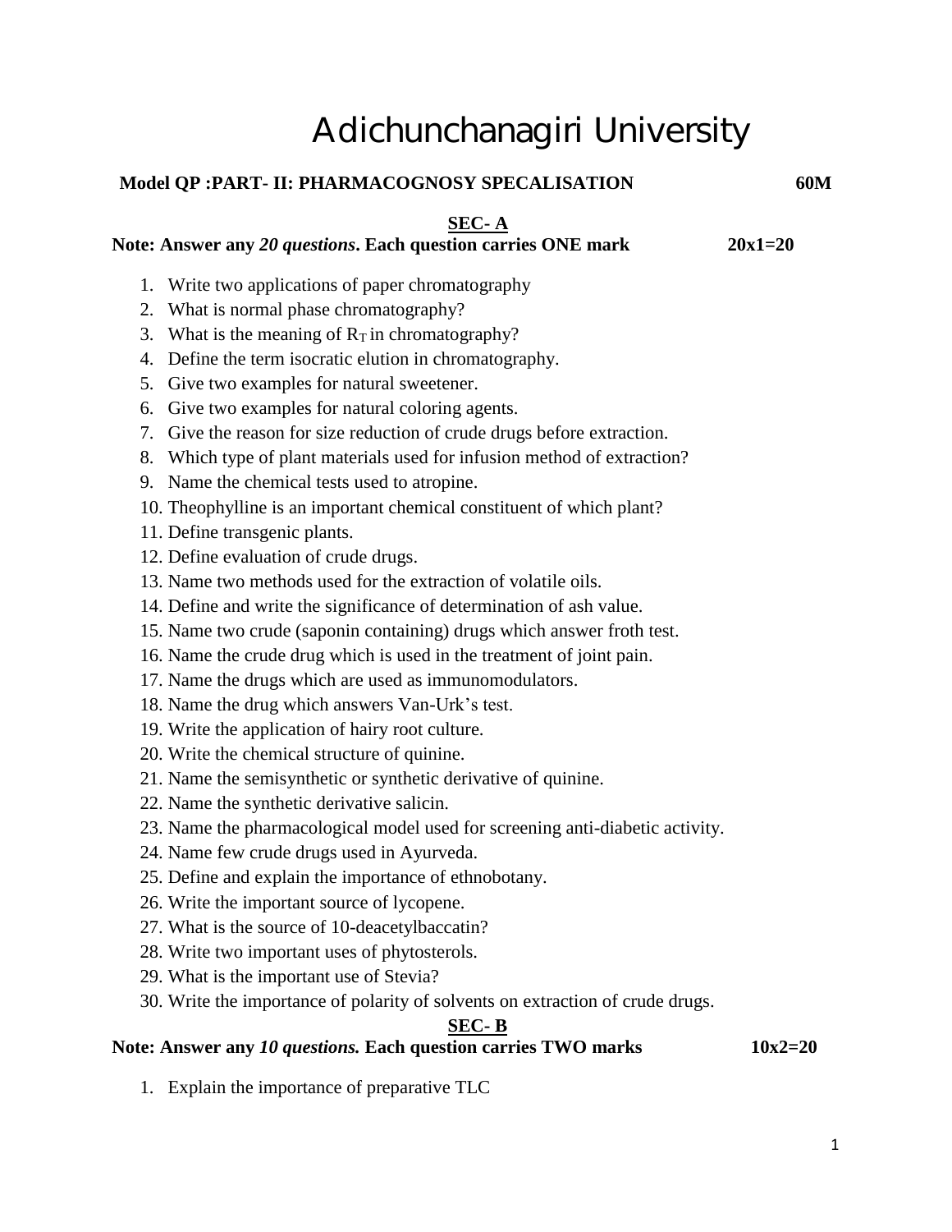# Adichunchanagiri University

**Model QP :PART- II: PHARMACOGNOSY SPECALISATION** **60M**

## SEC- A

**Note: Answer any *20 questions*. Each question carries ONE mark** **20x1=20**

1. Write two applications of paper chromatography
2. What is normal phase chromatography?
3. What is the meaning of $R_T$ in chromatography?
4. Define the term isocratic elution in chromatography.
5. Give two examples for natural sweetener.
6. Give two examples for natural coloring agents.
7. Give the reason for size reduction of crude drugs before extraction.
8. Which type of plant materials used for infusion method of extraction?
9. Name the chemical tests used to atropine.
10. Theophylline is an important chemical constituent of which plant?
11. Define transgenic plants.
12. Define evaluation of crude drugs.
13. Name two methods used for the extraction of volatile oils.
14. Define and write the significance of determination of ash value.
15. Name two crude (saponin containing) drugs which answer froth test.
16. Name the crude drug which is used in the treatment of joint pain.
17. Name the drugs which are used as immunomodulators.
18. Name the drug which answers Van-Urk's test.
19. Write the application of hairy root culture.
20. Write the chemical structure of quinine.
21. Name the semisynthetic or synthetic derivative of quinine.
22. Name the synthetic derivative salicin.
23. Name the pharmacological model used for screening anti-diabetic activity.
24. Name few crude drugs used in Ayurveda.
25. Define and explain the importance of ethnobotany.
26. Write the important source of lycopene.
27. What is the source of 10-deacetylbaccatin?
28. Write two important uses of phytosterols.
29. What is the important use of Stevia?
30. Write the importance of polarity of solvents on extraction of crude drugs.

## SEC- B

**Note: Answer any *10 questions.* Each question carries TWO marks** **10x2=20**

1. Explain the importance of preparative TLC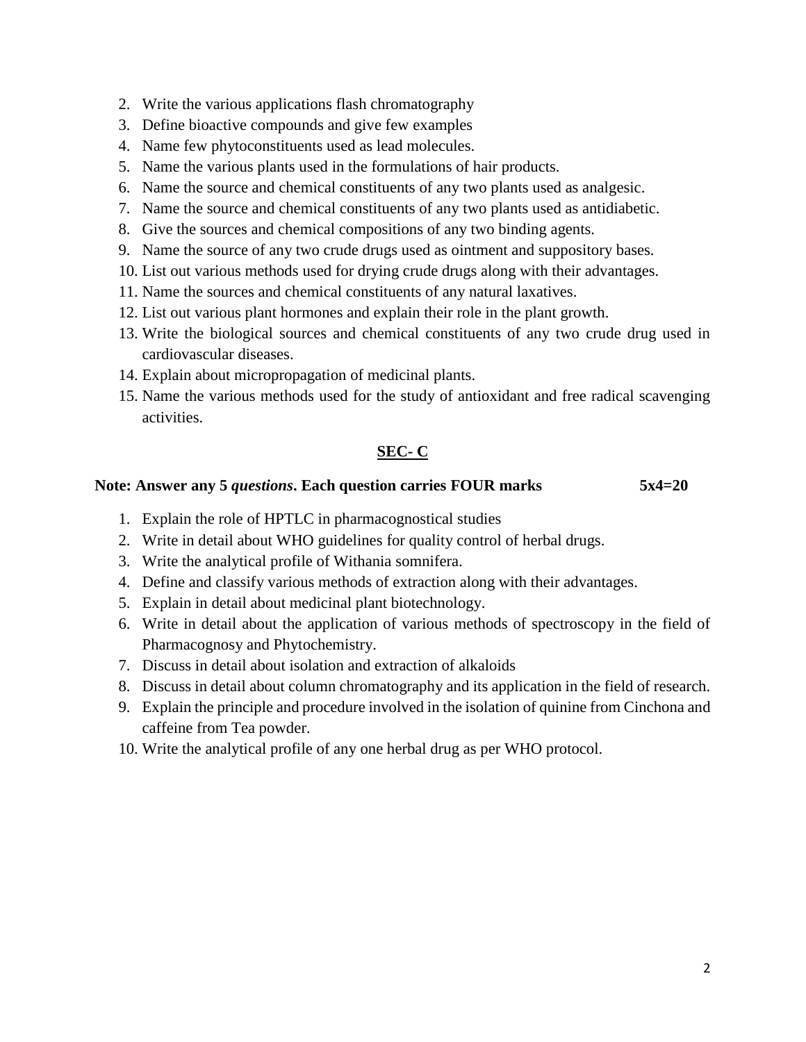2. Write the various applications flash chromatography
3. Define bioactive compounds and give few examples
4. Name few phytoconstituents used as lead molecules.
5. Name the various plants used in the formulations of hair products.
6. Name the source and chemical constituents of any two plants used as analgesic.
7. Name the source and chemical constituents of any two plants used as antidiabetic.
8. Give the sources and chemical compositions of any two binding agents.
9. Name the source of any two crude drugs used as ointment and suppository bases.
10. List out various methods used for drying crude drugs along with their advantages.
11. Name the sources and chemical constituents of any natural laxatives.
12. List out various plant hormones and explain their role in the plant growth.
13. Write the biological sources and chemical constituents of any two crude drug used in cardiovascular diseases.
14. Explain about micropropagation of medicinal plants.
15. Name the various methods used for the study of antioxidant and free radical scavenging activities.

## SEC- C

**Note: Answer any 5 *questions*. Each question carries FOUR marks 5x4=20**

1. Explain the role of HPTLC in pharmacognostical studies
2. Write in detail about WHO guidelines for quality control of herbal drugs.
3. Write the analytical profile of Withania somnifera.
4. Define and classify various methods of extraction along with their advantages.
5. Explain in detail about medicinal plant biotechnology.
6. Write in detail about the application of various methods of spectroscopy in the field of Pharmacognosy and Phytochemistry.
7. Discuss in detail about isolation and extraction of alkaloids
8. Discuss in detail about column chromatography and its application in the field of research.
9. Explain the principle and procedure involved in the isolation of quinine from Cinchona and caffeine from Tea powder.
10. Write the analytical profile of any one herbal drug as per WHO protocol.